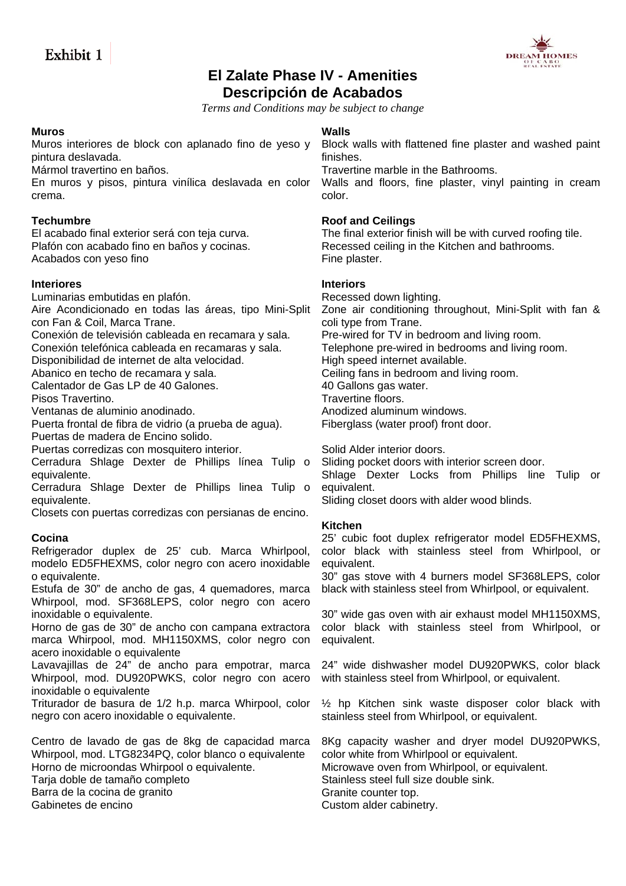Exhibit 1

DREAM HOMES OF CABO REAL ESTATE

# El Zalate Phase IV - Amenities
# Descripción de Acabados

*Terms and Conditions may be subject to change*

### Muros
Muros interiores de block con aplanado fino de yeso y pintura deslavada.
Mármol travertino en baños.
En muros y pisos, pintura vinílica deslavada en color crema.

### Techumbre
El acabado final exterior será con teja curva.
Plafón con acabado fino en baños y cocinas.
Acabados con yeso fino

### Interiores
Luminarias embutidas en plafón.
Aire Acondicionado en todas las áreas, tipo Mini-Split con Fan & Coil, Marca Trane.
Conexión de televisión cableada en recamara y sala.
Conexión telefónica cableada en recamaras y sala.
Disponibilidad de internet de alta velocidad.
Abanico en techo de recamara y sala.
Calentador de Gas LP de 40 Galones.
Pisos Travertino.
Ventanas de aluminio anodinado.
Puerta frontal de fibra de vidrio (a prueba de agua).
Puertas de madera de Encino solido.
Puertas corredizas con mosquitero interior.
Cerradura Shlage Dexter de Phillips línea Tulip o equivalente.
Cerradura Shlage Dexter de Phillips linea Tulip o equivalente.
Closets con puertas corredizas con persianas de encino.

### Cocina
Refrigerador duplex de 25' cub. Marca Whirlpool, modelo ED5FHEXMS, color negro con acero inoxidable o equivalente.
Estufa de 30" de ancho de gas, 4 quemadores, marca Whirpool, mod. SF368LEPS, color negro con acero inoxidable o equivalente.
Horno de gas de 30" de ancho con campana extractora marca Whirpool, mod. MH1150XMS, color negro con acero inoxidable o equivalente
Lavavajillas de 24" de ancho para empotrar, marca Whirpool, mod. DU920PWKS, color negro con acero inoxidable o equivalente
Triturador de basura de 1/2 h.p. marca Whirpool, color negro con acero inoxidable o equivalente.

Centro de lavado de gas de 8kg de capacidad marca Whirpool, mod. LTG8234PQ, color blanco o equivalente
Horno de microondas Whirpool o equivalente.
Tarja doble de tamaño completo
Barra de la cocina de granito
Gabinetes de encino

### Walls
Block walls with flattened fine plaster and washed paint finishes.
Travertine marble in the Bathrooms.
Walls and floors, fine plaster, vinyl painting in cream color.

### Roof and Ceilings
The final exterior finish will be with curved roofing tile.
Recessed ceiling in the Kitchen and bathrooms.
Fine plaster.

### Interiors
Recessed down lighting.
Zone air conditioning throughout, Mini-Split with fan & coli type from Trane.
Pre-wired for TV in bedroom and living room.
Telephone pre-wired in bedrooms and living room.
High speed internet available.
Ceiling fans in bedroom and living room.
40 Gallons gas water.
Travertine floors.
Anodized aluminum windows.
Fiberglass (water proof) front door.

Solid Alder interior doors.
Sliding pocket doors with interior screen door.
Shlage Dexter Locks from Phillips line Tulip or equivalent.
Sliding closet doors with alder wood blinds.

### Kitchen
25' cubic foot duplex refrigerator model ED5FHEXMS, color black with stainless steel from Whirlpool, or equivalent.
30" gas stove with 4 burners model SF368LEPS, color black with stainless steel from Whirlpool, or equivalent.

30" wide gas oven with air exhaust model MH1150XMS, color black with stainless steel from Whirlpool, or equivalent.

24" wide dishwasher model DU920PWKS, color black with stainless steel from Whirlpool, or equivalent.

½ hp Kitchen sink waste disposer color black with stainless steel from Whirlpool, or equivalent.

8Kg capacity washer and dryer model DU920PWKS, color white from Whirlpool or equivalent.
Microwave oven from Whirlpool, or equivalent.
Stainless steel full size double sink.
Granite counter top.
Custom alder cabinetry.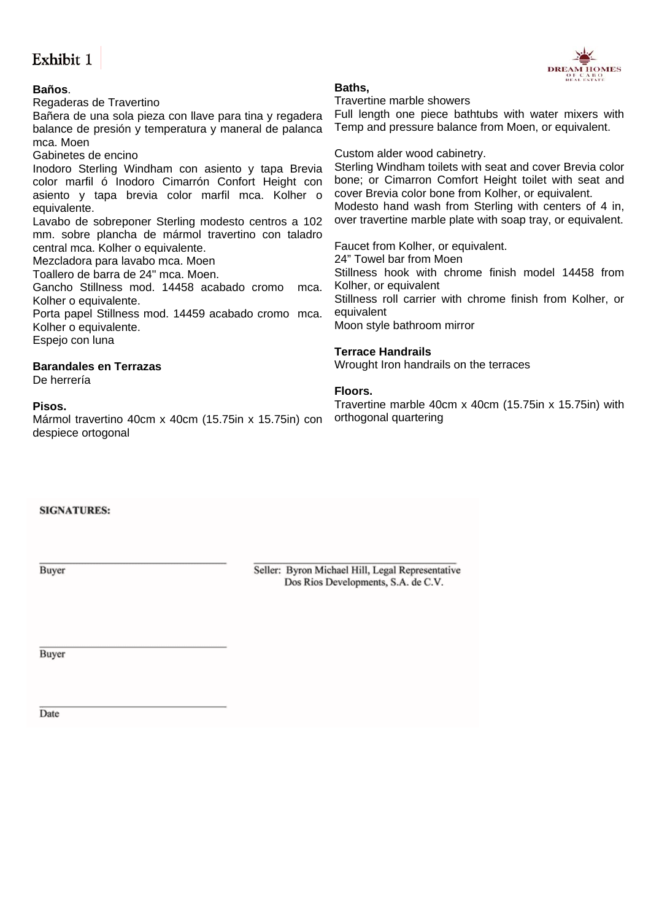# Exhibit 1

**Baños**.
Regaderas de Travertino
Bañera de una sola pieza con llave para tina y regadera balance de presión y temperatura y maneral de palanca mca. Moen
Gabinetes de encino
Inodoro Sterling Windham con asiento y tapa Brevia color marfil ó Inodoro Cimarrón Confort Height con asiento y tapa brevia color marfil mca. Kolher o equivalente.
Lavabo de sobreponer Sterling modesto centros a 102 mm. sobre plancha de mármol travertino con taladro central mca. Kolher o equivalente.
Mezcladora para lavabo mca. Moen
Toallero de barra de 24" mca. Moen.
Gancho Stillness mod. 14458 acabado cromo mca. Kolher o equivalente.
Porta papel Stillness mod. 14459 acabado cromo mca. Kolher o equivalente.
Espejo con luna

**Barandales en Terrazas**
De herrería

**Pisos.**
Mármol travertino 40cm x 40cm (15.75in x 15.75in) con despiece ortogonal

**Baths,**
Travertine marble showers
Full length one piece bathtubs with water mixers with Temp and pressure balance from Moen, or equivalent.

Custom alder wood cabinetry.
Sterling Windham toilets with seat and cover Brevia color bone; or Cimarron Comfort Height toilet with seat and cover Brevia color bone from Kolher, or equivalent.
Modesto hand wash from Sterling with centers of 4 in, over travertine marble plate with soap tray, or equivalent.

Faucet from Kolher, or equivalent.
24" Towel bar from Moen
Stillness hook with chrome finish model 14458 from Kolher, or equivalent
Stillness roll carrier with chrome finish from Kolher, or equivalent
Moon style bathroom mirror

**Terrace Handrails**
Wrought Iron handrails on the terraces

**Floors.**
Travertine marble 40cm x 40cm (15.75in x 15.75in) with orthogonal quartering

**SIGNATURES:**

\_\_\_\_\_\_\_\_\_\_\_\_\_\_\_\_\_\_\_\_\_\_\_\_\_\_\_\_\_\_
Buyer

\_\_\_\_\_\_\_\_\_\_\_\_\_\_\_\_\_\_\_\_\_\_\_\_\_\_\_\_\_\_
Seller: Byron Michael Hill, Legal Representative
Dos Rios Developments, S.A. de C.V.

\_\_\_\_\_\_\_\_\_\_\_\_\_\_\_\_\_\_\_\_\_\_\_\_\_\_\_\_\_\_
Buyer

\_\_\_\_\_\_\_\_\_\_\_\_\_\_\_\_\_\_\_\_\_\_\_\_\_\_\_\_\_\_
Date